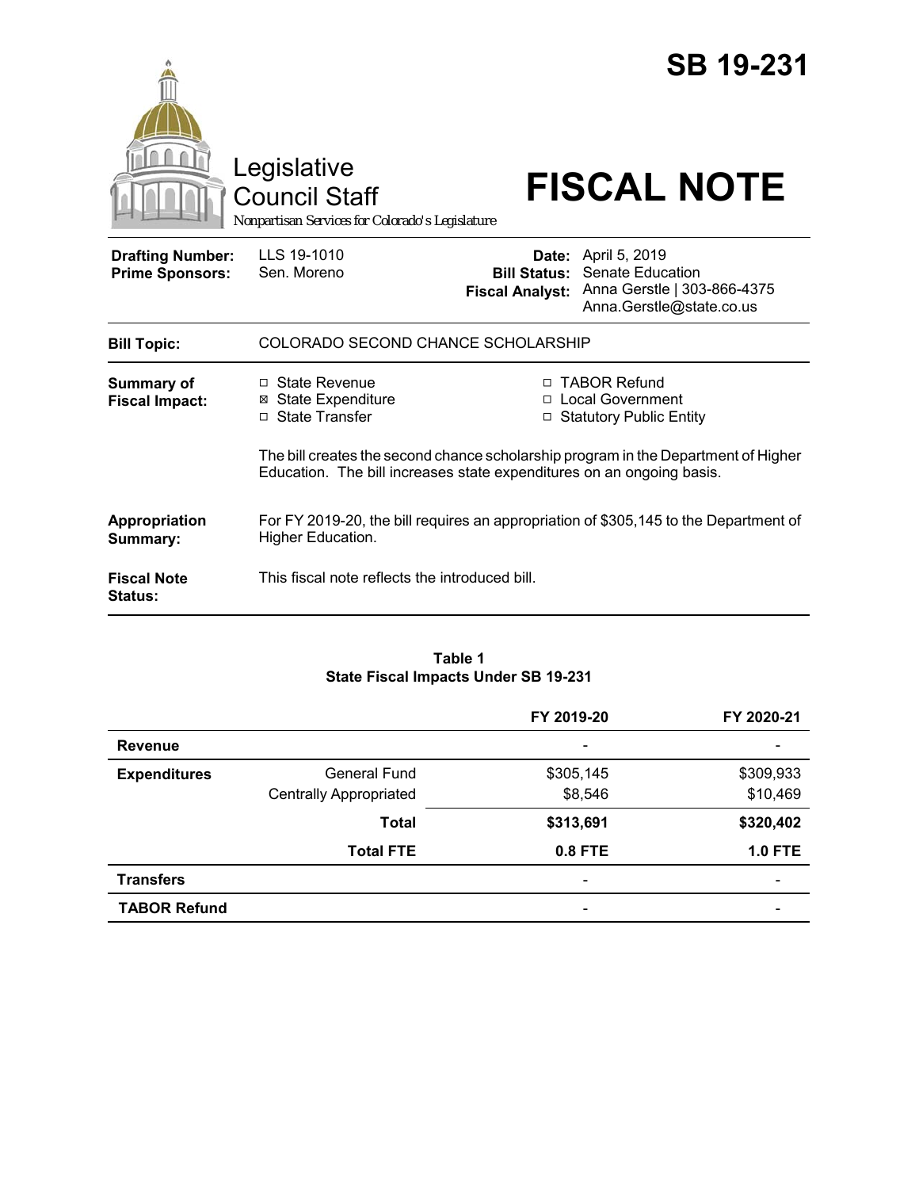# SB 19-231

Legislative Council Staff

*Nonpartisan Services for Colorado's Legislature*

# FISCAL NOTE

| | | | |
|---|---|---|---|
| **Drafting Number:** | LLS 19-1010 | **Date:** | April 5, 2019 |
| **Prime Sponsors:** | Sen. Moreno | **Bill Status:** | Senate Education |
| | | **Fiscal Analyst:** | Anna Gerstle \| 303-866-4375 Anna.Gerstle@state.co.us |

**Bill Topic:** COLORADO SECOND CHANCE SCHOLARSHIP

**Summary of Fiscal Impact:**

- ☐ State Revenue
- ☒ State Expenditure
- ☐ State Transfer
- ☐ TABOR Refund
- ☐ Local Government
- ☐ Statutory Public Entity

The bill creates the second chance scholarship program in the Department of Higher Education. The bill increases state expenditures on an ongoing basis.

**Appropriation Summary:** For FY 2019-20, the bill requires an appropriation of $305,145 to the Department of Higher Education.

**Fiscal Note Status:** This fiscal note reflects the introduced bill.

**Table 1**
**State Fiscal Impacts Under SB 19-231**

| | | FY 2019-20 | FY 2020-21 |
|---|---|---|---|
| **Revenue** | | - | - |
| **Expenditures** | General Fund | $305,145 | $309,933 |
| | Centrally Appropriated | $8,546 | $10,469 |
| | **Total** | **$313,691** | **$320,402** |
| | **Total FTE** | **0.8 FTE** | **1.0 FTE** |
| **Transfers** | | - | - |
| **TABOR Refund** | | - | - |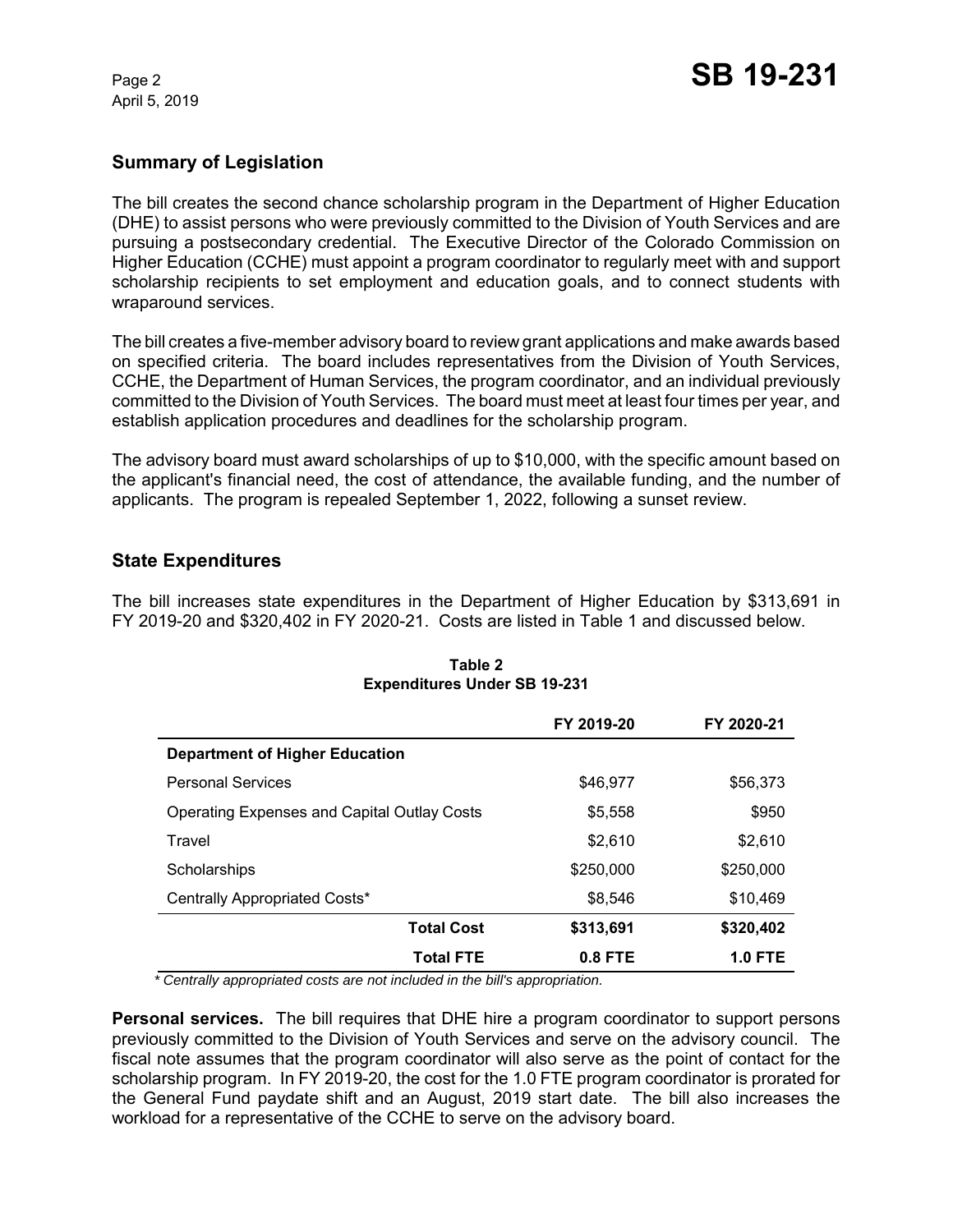## Summary of Legislation

The bill creates the second chance scholarship program in the Department of Higher Education (DHE) to assist persons who were previously committed to the Division of Youth Services and are pursuing a postsecondary credential. The Executive Director of the Colorado Commission on Higher Education (CCHE) must appoint a program coordinator to regularly meet with and support scholarship recipients to set employment and education goals, and to connect students with wraparound services.

The bill creates a five-member advisory board to review grant applications and make awards based on specified criteria. The board includes representatives from the Division of Youth Services, CCHE, the Department of Human Services, the program coordinator, and an individual previously committed to the Division of Youth Services. The board must meet at least four times per year, and establish application procedures and deadlines for the scholarship program.

The advisory board must award scholarships of up to $10,000, with the specific amount based on the applicant's financial need, the cost of attendance, the available funding, and the number of applicants. The program is repealed September 1, 2022, following a sunset review.

## State Expenditures

The bill increases state expenditures in the Department of Higher Education by $313,691 in FY 2019-20 and $320,402 in FY 2020-21. Costs are listed in Table 1 and discussed below.

**Table 2**
**Expenditures Under SB 19-231**

| | FY 2019-20 | FY 2020-21 |
|---|---|---|
| **Department of Higher Education** | | |
| Personal Services | $46,977 | $56,373 |
| Operating Expenses and Capital Outlay Costs | $5,558 | $950 |
| Travel | $2,610 | $2,610 |
| Scholarships | $250,000 | $250,000 |
| Centrally Appropriated Costs* | $8,546 | $10,469 |
| **Total Cost** | **$313,691** | **$320,402** |
| **Total FTE** | **0.8 FTE** | **1.0 FTE** |

*\* Centrally appropriated costs are not included in the bill's appropriation.*

**Personal services.** The bill requires that DHE hire a program coordinator to support persons previously committed to the Division of Youth Services and serve on the advisory council. The fiscal note assumes that the program coordinator will also serve as the point of contact for the scholarship program. In FY 2019-20, the cost for the 1.0 FTE program coordinator is prorated for the General Fund paydate shift and an August, 2019 start date. The bill also increases the workload for a representative of the CCHE to serve on the advisory board.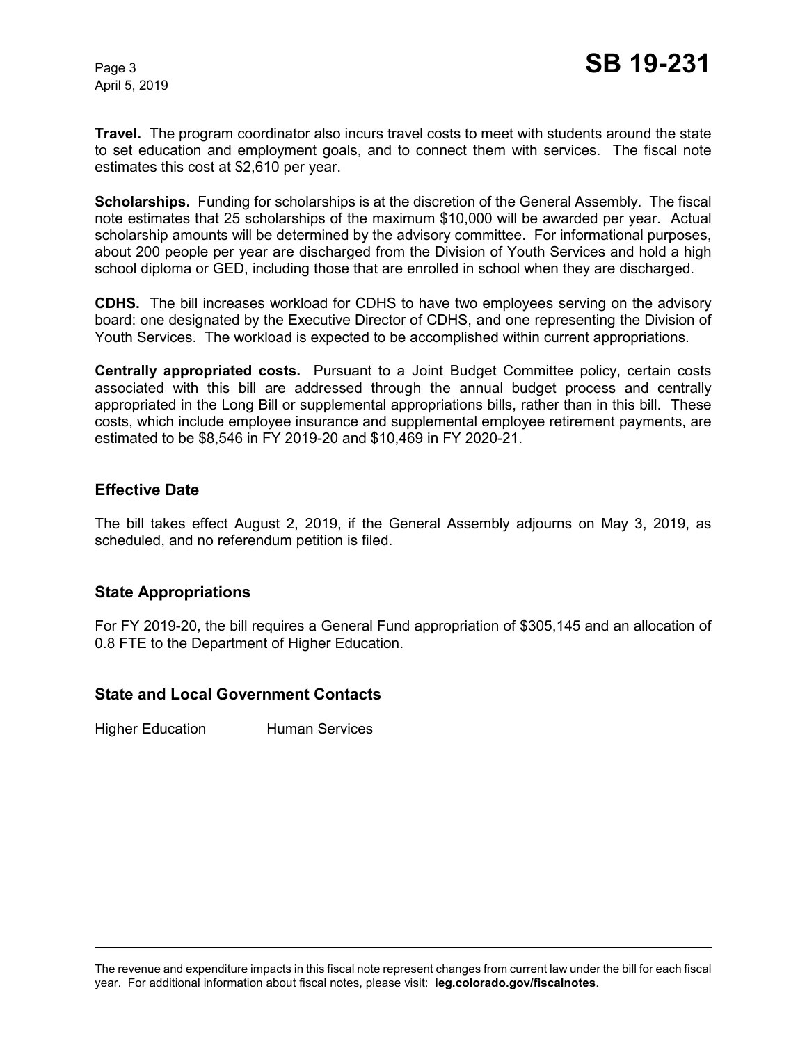**Travel.** The program coordinator also incurs travel costs to meet with students around the state to set education and employment goals, and to connect them with services. The fiscal note estimates this cost at $2,610 per year.

**Scholarships.** Funding for scholarships is at the discretion of the General Assembly. The fiscal note estimates that 25 scholarships of the maximum $10,000 will be awarded per year. Actual scholarship amounts will be determined by the advisory committee. For informational purposes, about 200 people per year are discharged from the Division of Youth Services and hold a high school diploma or GED, including those that are enrolled in school when they are discharged.

**CDHS.** The bill increases workload for CDHS to have two employees serving on the advisory board: one designated by the Executive Director of CDHS, and one representing the Division of Youth Services. The workload is expected to be accomplished within current appropriations.

**Centrally appropriated costs.** Pursuant to a Joint Budget Committee policy, certain costs associated with this bill are addressed through the annual budget process and centrally appropriated in the Long Bill or supplemental appropriations bills, rather than in this bill. These costs, which include employee insurance and supplemental employee retirement payments, are estimated to be $8,546 in FY 2019-20 and $10,469 in FY 2020-21.

## Effective Date

The bill takes effect August 2, 2019, if the General Assembly adjourns on May 3, 2019, as scheduled, and no referendum petition is filed.

## State Appropriations

For FY 2019-20, the bill requires a General Fund appropriation of $305,145 and an allocation of 0.8 FTE to the Department of Higher Education.

## State and Local Government Contacts

Higher Education    Human Services

The revenue and expenditure impacts in this fiscal note represent changes from current law under the bill for each fiscal year. For additional information about fiscal notes, please visit: **leg.colorado.gov/fiscalnotes**.